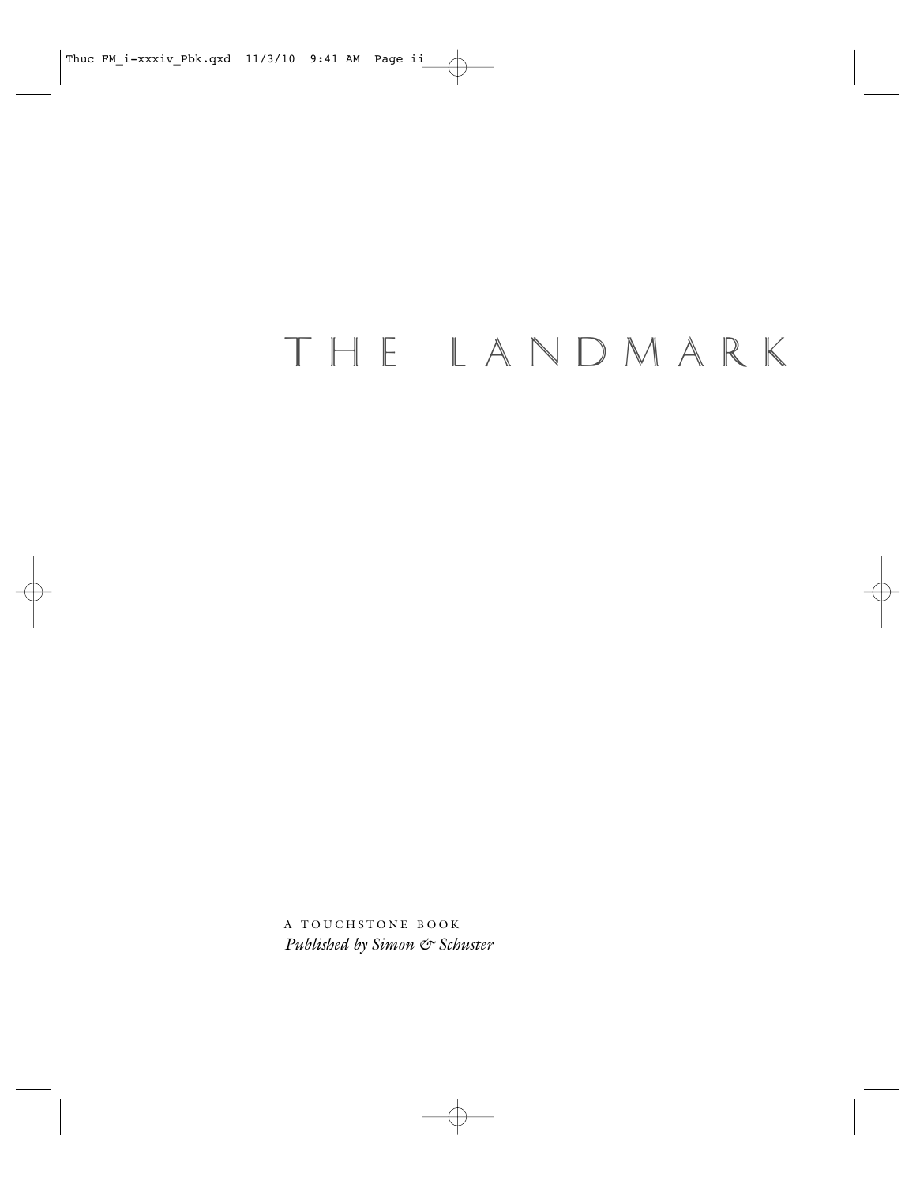# THE LANDMARK

A TOUCHSTONE BOOK
*Published by Simon & Schuster*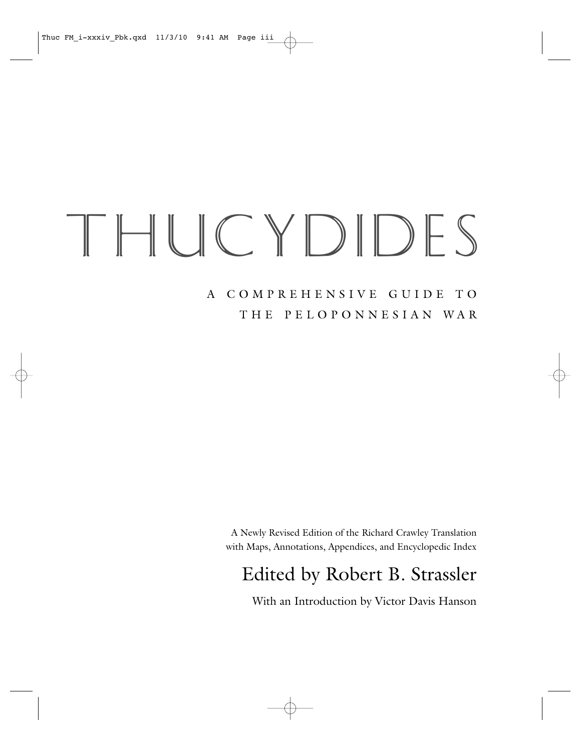# THUCYDIDES

## A COMPREHENSIVE GUIDE TO THE PELOPONNESIAN WAR

A Newly Revised Edition of the Richard Crawley Translation
with Maps, Annotations, Appendices, and Encyclopedic Index

### Edited by Robert B. Strassler

With an Introduction by Victor Davis Hanson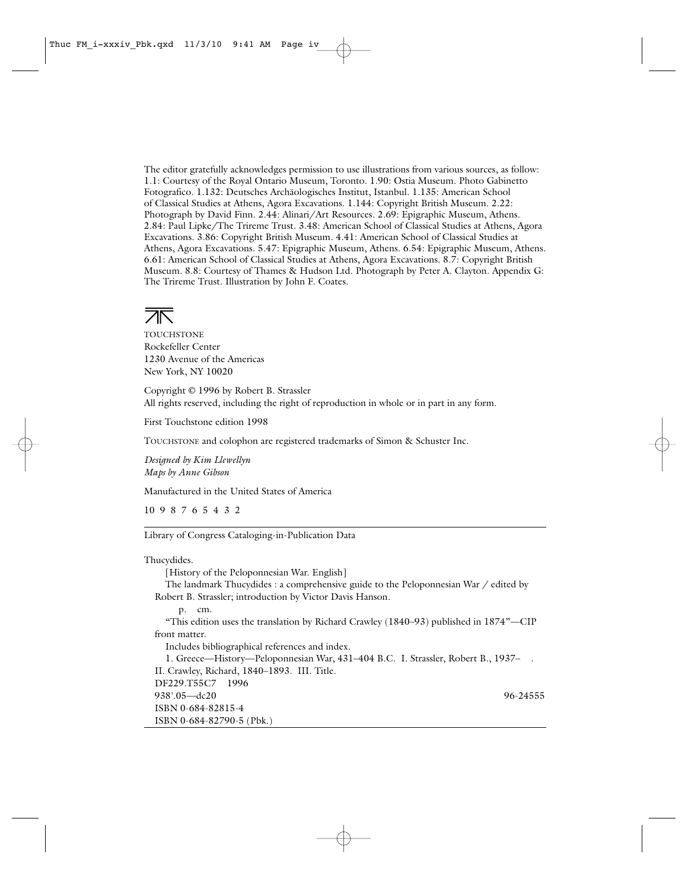The editor gratefully acknowledges permission to use illustrations from various sources, as follow: 1.1: Courtesy of the Royal Ontario Museum, Toronto. 1.90: Ostia Museum. Photo Gabinetto Fotografico. 1.132: Deutsches Archäologisches Institut, Istanbul. 1.135: American School of Classical Studies at Athens, Agora Excavations. 1.144: Copyright British Museum. 2.22: Photograph by David Finn. 2.44: Alinari/Art Resources. 2.69: Epigraphic Museum, Athens. 2.84: Paul Lipke/The Trireme Trust. 3.48: American School of Classical Studies at Athens, Agora Excavations. 3.86: Copyright British Museum. 4.41: American School of Classical Studies at Athens, Agora Excavations. 5.47: Epigraphic Museum, Athens. 6.54: Epigraphic Museum, Athens. 6.61: American School of Classical Studies at Athens, Agora Excavations. 8.7: Copyright British Museum. 8.8: Courtesy of Thames & Hudson Ltd. Photograph by Peter A. Clayton. Appendix G: The Trireme Trust. Illustration by John F. Coates.

TOUCHSTONE
Rockefeller Center
1230 Avenue of the Americas
New York, NY 10020

Copyright © 1996 by Robert B. Strassler
All rights reserved, including the right of reproduction in whole or in part in any form.

First Touchstone edition 1998

TOUCHSTONE and colophon are registered trademarks of Simon & Schuster Inc.

*Designed by Kim Llewellyn*
*Maps by Anne Gibson*

Manufactured in the United States of America

10 9 8 7 6 5 4 3 2

---

Library of Congress Cataloging-in-Publication Data

Thucydides.
[History of the Peloponnesian War. English]
The landmark Thucydides : a comprehensive guide to the Peloponnesian War / edited by Robert B. Strassler; introduction by Victor Davis Hanson.
p. cm.
"This edition uses the translation by Richard Crawley (1840–93) published in 1874"—CIP front matter.
Includes bibliographical references and index.
1. Greece—History—Peloponnesian War, 431–404 B.C. I. Strassler, Robert B., 1937– . II. Crawley, Richard, 1840–1893. III. Title.
DF229.T55C7 1996
938'.05—dc20 96-24555
ISBN 0-684-82815-4
ISBN 0-684-82790-5 (Pbk.)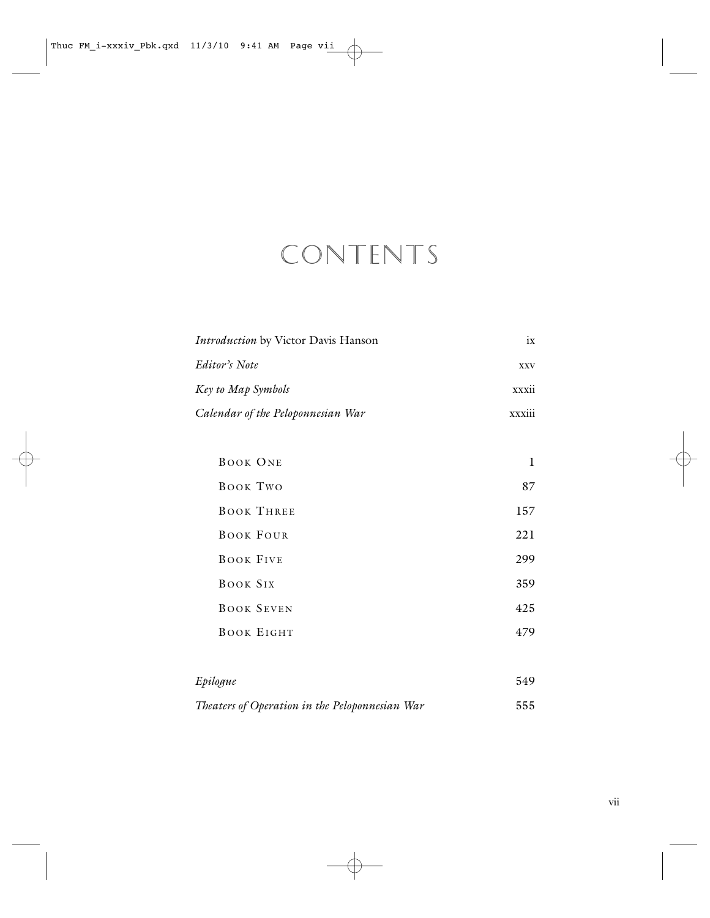# CONTENTS

| | |
|---|---|
| *Introduction* by Victor Davis Hanson | ix |
| *Editor's Note* | xxv |
| *Key to Map Symbols* | xxxii |
| *Calendar of the Peloponnesian War* | xxxiii |
| | |
| Book One | 1 |
| Book Two | 87 |
| Book Three | 157 |
| Book Four | 221 |
| Book Five | 299 |
| Book Six | 359 |
| Book Seven | 425 |
| Book Eight | 479 |
| | |
| *Epilogue* | 549 |
| *Theaters of Operation in the Peloponnesian War* | 555 |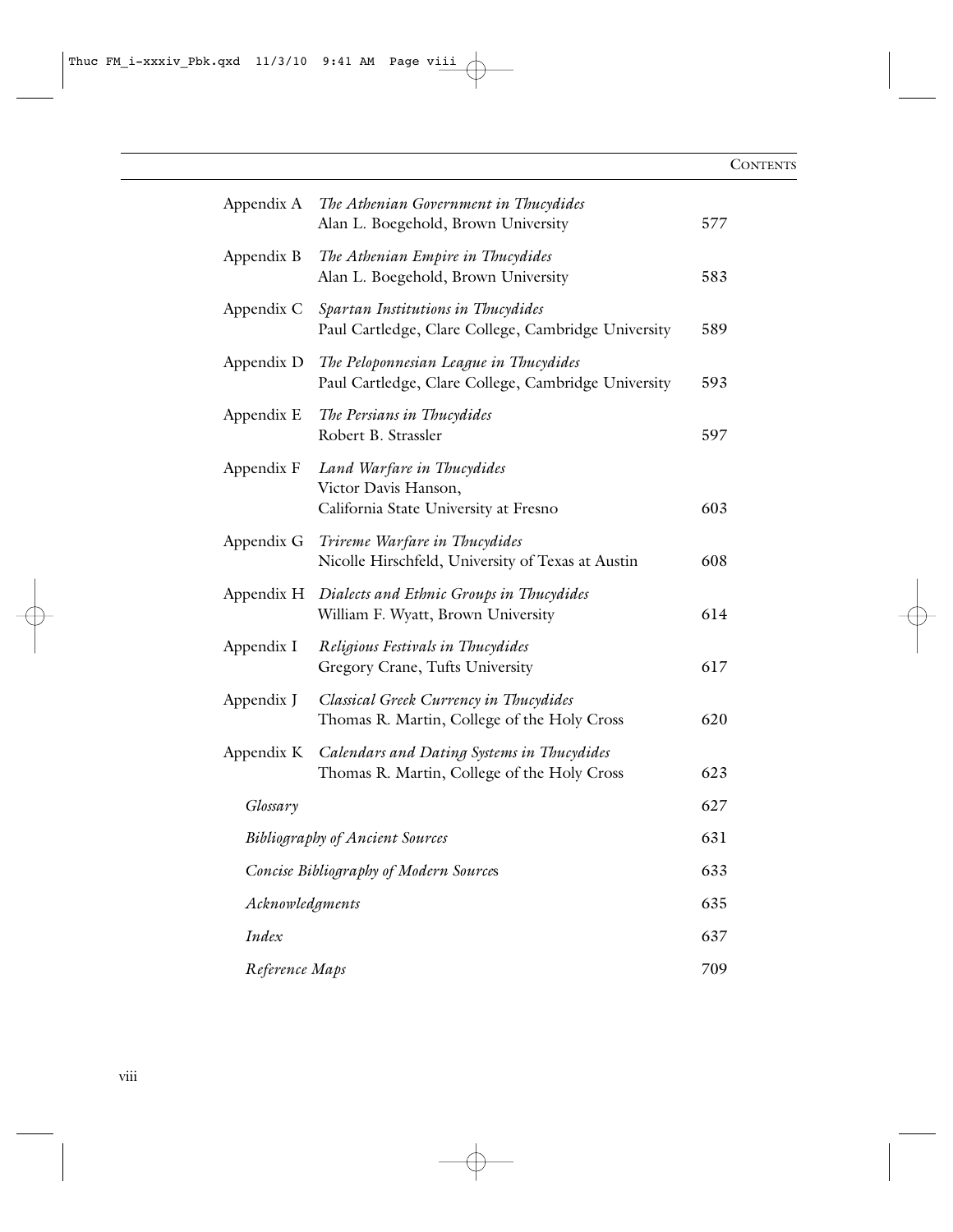| | | |
|---|---|---|
| Appendix A | *The Athenian Government in Thucydides* Alan L. Boegehold, Brown University | 577 |
| Appendix B | *The Athenian Empire in Thucydides* Alan L. Boegehold, Brown University | 583 |
| Appendix C | *Spartan Institutions in Thucydides* Paul Cartledge, Clare College, Cambridge University | 589 |
| Appendix D | *The Peloponnesian League in Thucydides* Paul Cartledge, Clare College, Cambridge University | 593 |
| Appendix E | *The Persians in Thucydides* Robert B. Strassler | 597 |
| Appendix F | *Land Warfare in Thucydides* Victor Davis Hanson, California State University at Fresno | 603 |
| Appendix G | *Trireme Warfare in Thucydides* Nicolle Hirschfeld, University of Texas at Austin | 608 |
| Appendix H | *Dialects and Ethnic Groups in Thucydides* William F. Wyatt, Brown University | 614 |
| Appendix I | *Religious Festivals in Thucydides* Gregory Crane, Tufts University | 617 |
| Appendix J | *Classical Greek Currency in Thucydides* Thomas R. Martin, College of the Holy Cross | 620 |
| Appendix K | *Calendars and Dating Systems in Thucydides* Thomas R. Martin, College of the Holy Cross | 623 |
| *Glossary* | | 627 |
| *Bibliography of Ancient Sources* | | 631 |
| *Concise Bibliography of Modern Sources* | | 633 |
| *Acknowledgments* | | 635 |
| *Index* | | 637 |
| *Reference Maps* | | 709 |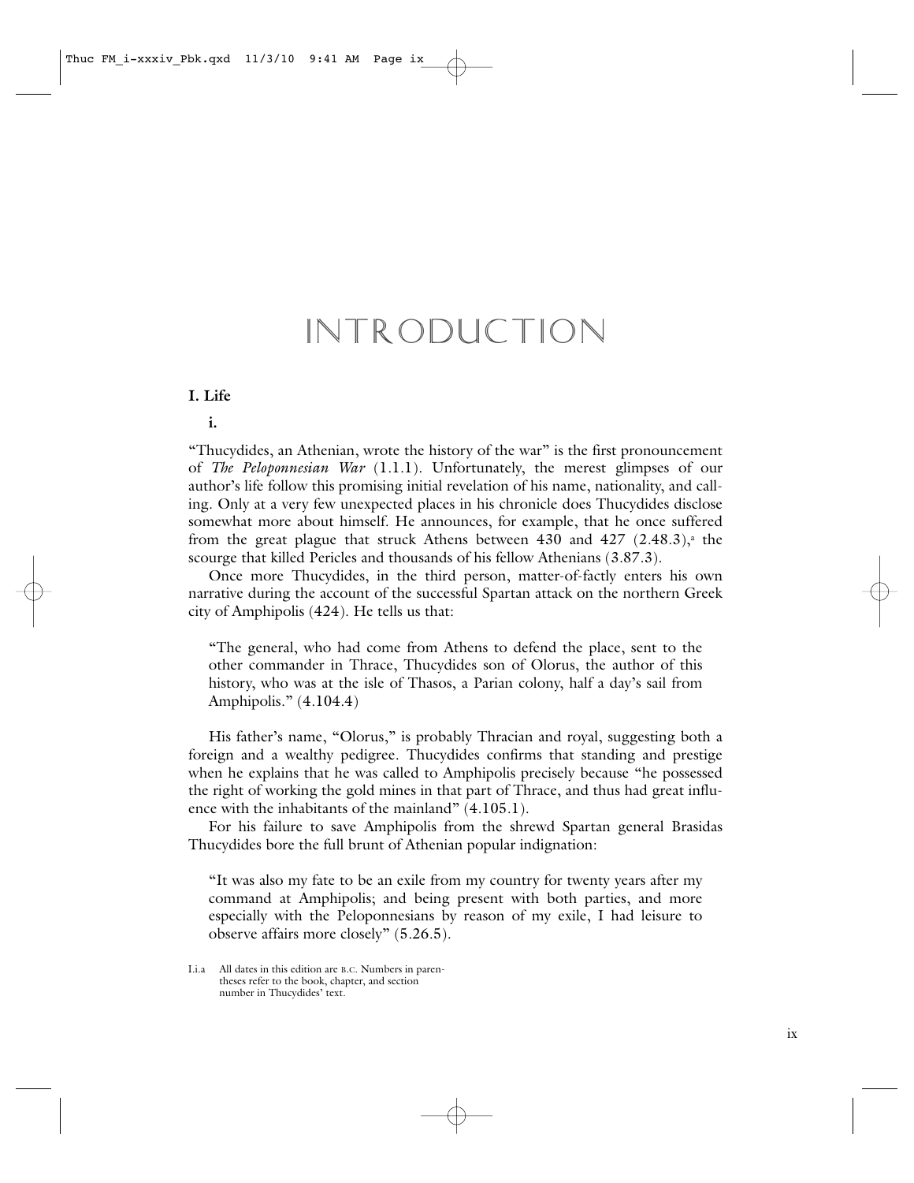# INTRODUCTION

## I. Life

### i.

"Thucydides, an Athenian, wrote the history of the war" is the first pronouncement of *The Peloponnesian War* (1.1.1). Unfortunately, the merest glimpses of our author's life follow this promising initial revelation of his name, nationality, and calling. Only at a very few unexpected places in his chronicle does Thucydides disclose somewhat more about himself. He announces, for example, that he once suffered from the great plague that struck Athens between 430 and 427 (2.48.3),[a] the scourge that killed Pericles and thousands of his fellow Athenians (3.87.3).

Once more Thucydides, in the third person, matter-of-factly enters his own narrative during the account of the successful Spartan attack on the northern Greek city of Amphipolis (424). He tells us that:

> "The general, who had come from Athens to defend the place, sent to the other commander in Thrace, Thucydides son of Olorus, the author of this history, who was at the isle of Thasos, a Parian colony, half a day's sail from Amphipolis." (4.104.4)

His father's name, "Olorus," is probably Thracian and royal, suggesting both a foreign and a wealthy pedigree. Thucydides confirms that standing and prestige when he explains that he was called to Amphipolis precisely because "he possessed the right of working the gold mines in that part of Thrace, and thus had great influence with the inhabitants of the mainland" (4.105.1).

For his failure to save Amphipolis from the shrewd Spartan general Brasidas Thucydides bore the full brunt of Athenian popular indignation:

> "It was also my fate to be an exile from my country for twenty years after my command at Amphipolis; and being present with both parties, and more especially with the Peloponnesians by reason of my exile, I had leisure to observe affairs more closely" (5.26.5).

I.i.a All dates in this edition are B.C. Numbers in parentheses refer to the book, chapter, and section number in Thucydides' text.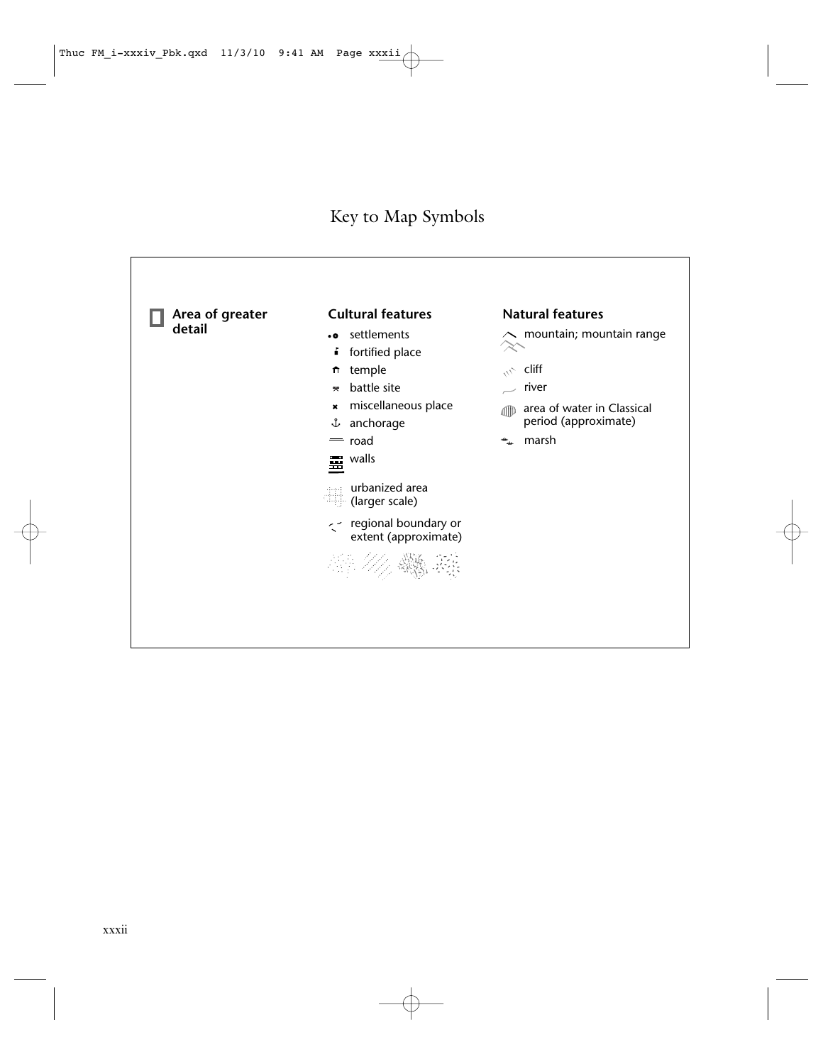# Key to Map Symbols

**Area of greater detail**

**Cultural features**

- settlements
- fortified place
- temple
- battle site
- miscellaneous place
- anchorage
- road
- walls
- urbanized area (larger scale)
- regional boundary or extent (approximate)

**Natural features**

- mountain; mountain range
- cliff
- river
- area of water in Classical period (approximate)
- marsh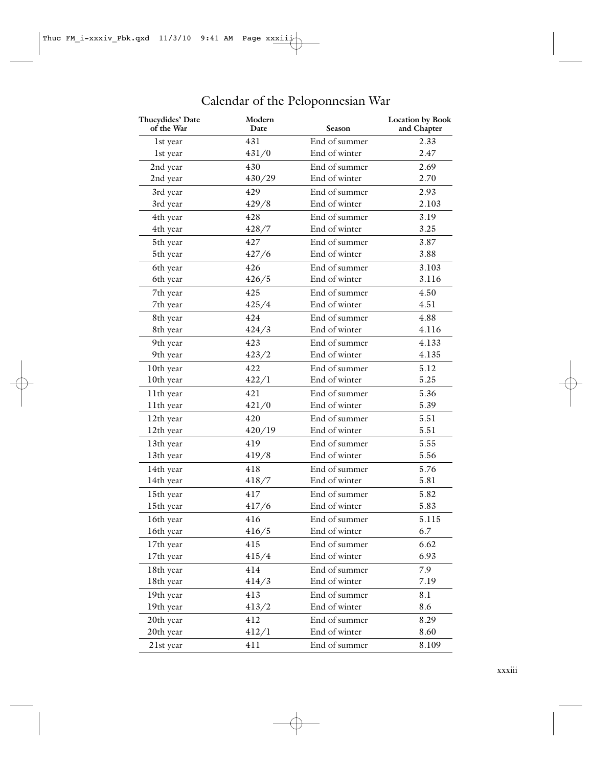# Calendar of the Peloponnesian War

| Thucydides' Date of the War | Modern Date | Season | Location by Book and Chapter |
|---|---|---|---|
| 1st year | 431 | End of summer | 2.33 |
| 1st year | 431/0 | End of winter | 2.47 |
| 2nd year | 430 | End of summer | 2.69 |
| 2nd year | 430/29 | End of winter | 2.70 |
| 3rd year | 429 | End of summer | 2.93 |
| 3rd year | 429/8 | End of winter | 2.103 |
| 4th year | 428 | End of summer | 3.19 |
| 4th year | 428/7 | End of winter | 3.25 |
| 5th year | 427 | End of summer | 3.87 |
| 5th year | 427/6 | End of winter | 3.88 |
| 6th year | 426 | End of summer | 3.103 |
| 6th year | 426/5 | End of winter | 3.116 |
| 7th year | 425 | End of summer | 4.50 |
| 7th year | 425/4 | End of winter | 4.51 |
| 8th year | 424 | End of summer | 4.88 |
| 8th year | 424/3 | End of winter | 4.116 |
| 9th year | 423 | End of summer | 4.133 |
| 9th year | 423/2 | End of winter | 4.135 |
| 10th year | 422 | End of summer | 5.12 |
| 10th year | 422/1 | End of winter | 5.25 |
| 11th year | 421 | End of summer | 5.36 |
| 11th year | 421/0 | End of winter | 5.39 |
| 12th year | 420 | End of summer | 5.51 |
| 12th year | 420/19 | End of winter | 5.51 |
| 13th year | 419 | End of summer | 5.55 |
| 13th year | 419/8 | End of winter | 5.56 |
| 14th year | 418 | End of summer | 5.76 |
| 14th year | 418/7 | End of winter | 5.81 |
| 15th year | 417 | End of summer | 5.82 |
| 15th year | 417/6 | End of winter | 5.83 |
| 16th year | 416 | End of summer | 5.115 |
| 16th year | 416/5 | End of winter | 6.7 |
| 17th year | 415 | End of summer | 6.62 |
| 17th year | 415/4 | End of winter | 6.93 |
| 18th year | 414 | End of summer | 7.9 |
| 18th year | 414/3 | End of winter | 7.19 |
| 19th year | 413 | End of summer | 8.1 |
| 19th year | 413/2 | End of winter | 8.6 |
| 20th year | 412 | End of summer | 8.29 |
| 20th year | 412/1 | End of winter | 8.60 |
| 21st year | 411 | End of summer | 8.109 |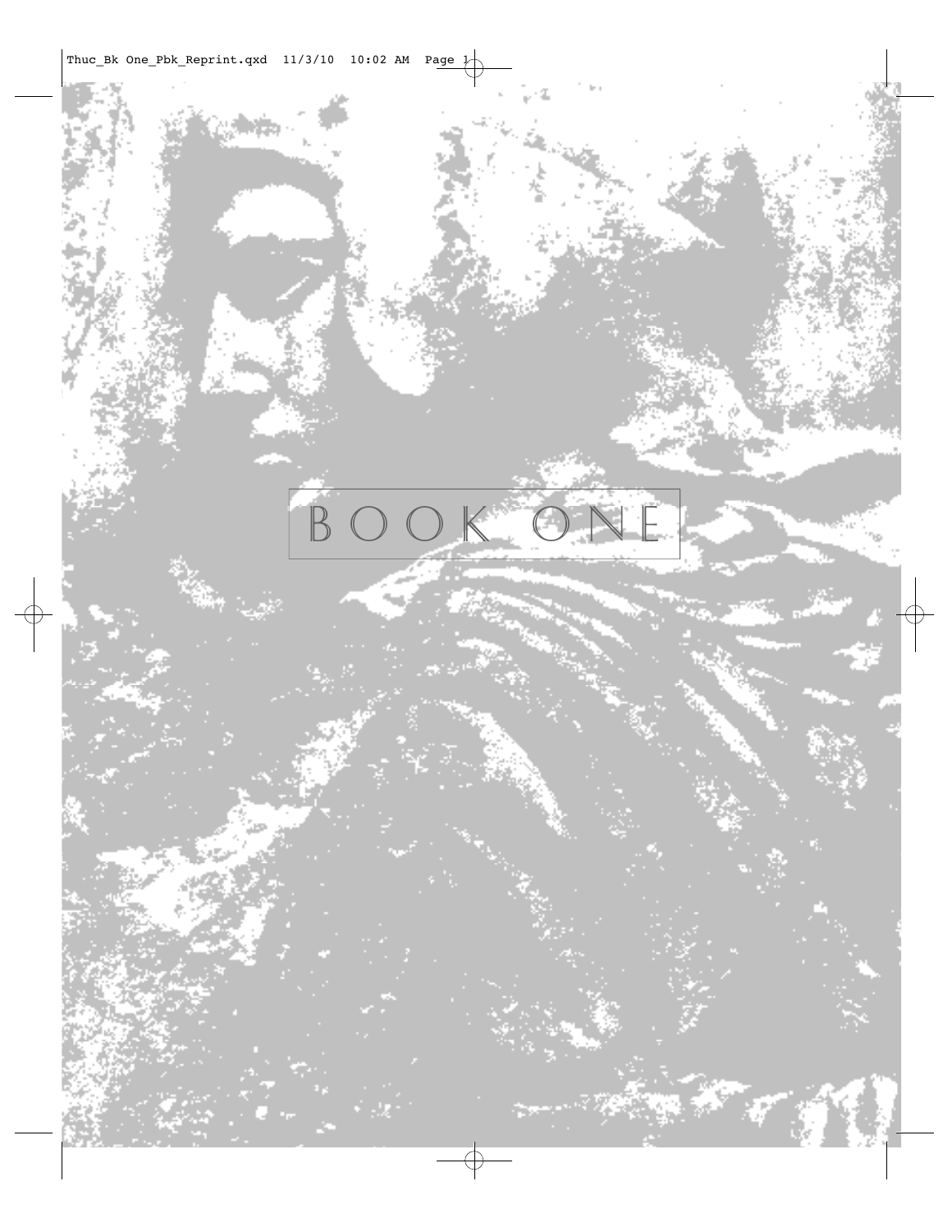# BOOK ONE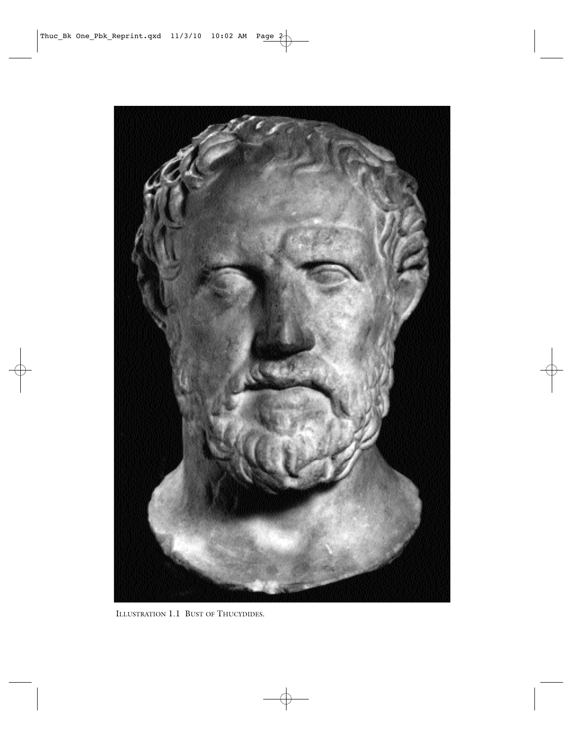ILLUSTRATION 1.1 BUST OF THUCYDIDES.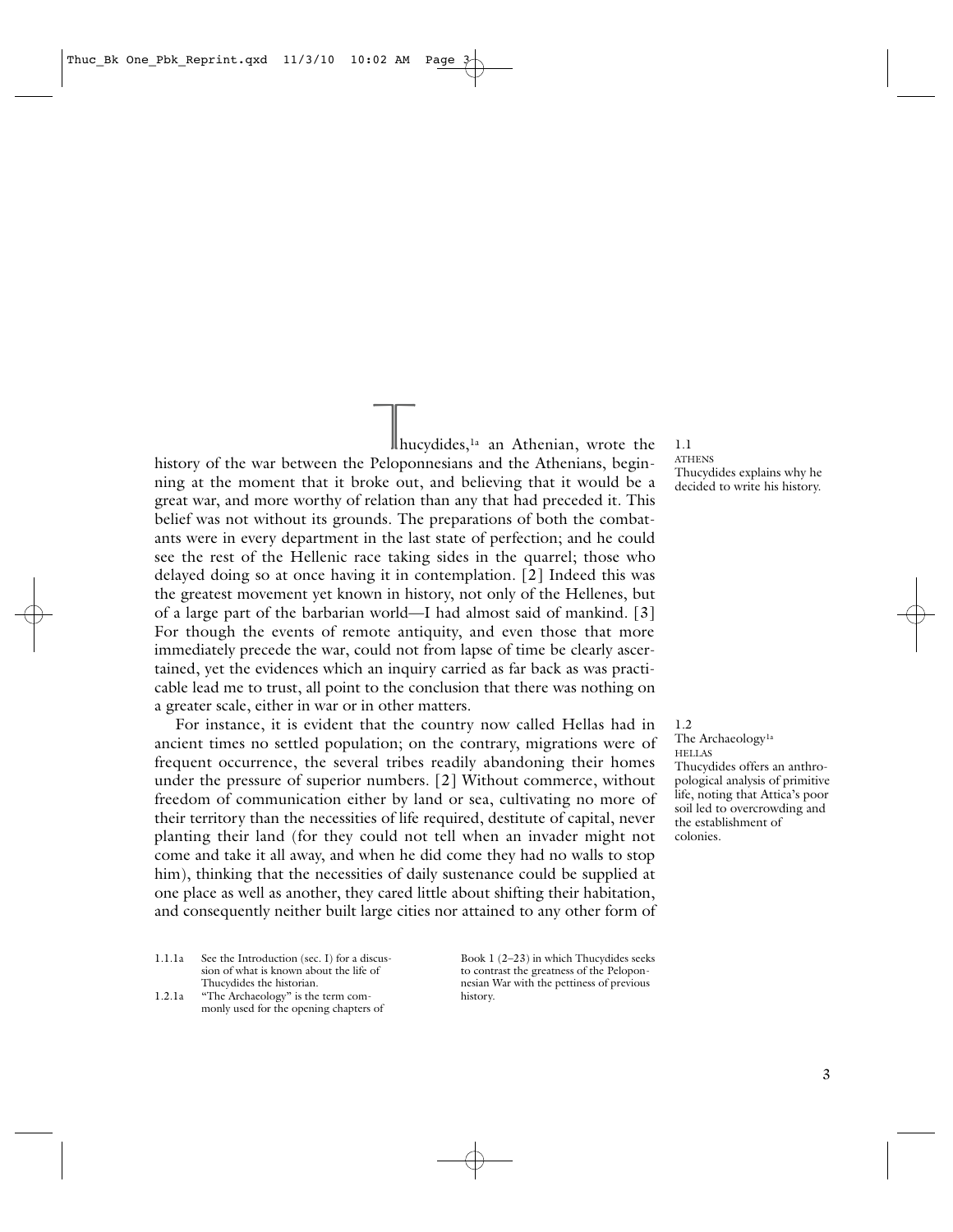Thucydides,[1a] an Athenian, wrote the history of the war between the Peloponnesians and the Athenians, beginning at the moment that it broke out, and believing that it would be a great war, and more worthy of relation than any that had preceded it. This belief was not without its grounds. The preparations of both the combatants were in every department in the last state of perfection; and he could see the rest of the Hellenic race taking sides in the quarrel; those who delayed doing so at once having it in contemplation. [2] Indeed this was the greatest movement yet known in history, not only of the Hellenes, but of a large part of the barbarian world—I had almost said of mankind. [3] For though the events of remote antiquity, and even those that more immediately precede the war, could not from lapse of time be clearly ascertained, yet the evidences which an inquiry carried as far back as was practicable lead me to trust, all point to the conclusion that there was nothing on a greater scale, either in war or in other matters.

1.1
ATHENS
Thucydides explains why he decided to write his history.

For instance, it is evident that the country now called Hellas had in ancient times no settled population; on the contrary, migrations were of frequent occurrence, the several tribes readily abandoning their homes under the pressure of superior numbers. [2] Without commerce, without freedom of communication either by land or sea, cultivating no more of their territory than the necessities of life required, destitute of capital, never planting their land (for they could not tell when an invader might not come and take it all away, and when he did come they had no walls to stop him), thinking that the necessities of daily sustenance could be supplied at one place as well as another, they cared little about shifting their habitation, and consequently neither built large cities nor attained to any other form of

1.2
The Archaeology[1a]
HELLAS
Thucydides offers an anthropological analysis of primitive life, noting that Attica's poor soil led to overcrowding and the establishment of colonies.

1.1.1a See the Introduction (sec. I) for a discussion of what is known about the life of Thucydides the historian.

1.2.1a "The Archaeology" is the term commonly used for the opening chapters of Book 1 (2–23) in which Thucydides seeks to contrast the greatness of the Peloponnesian War with the pettiness of previous history.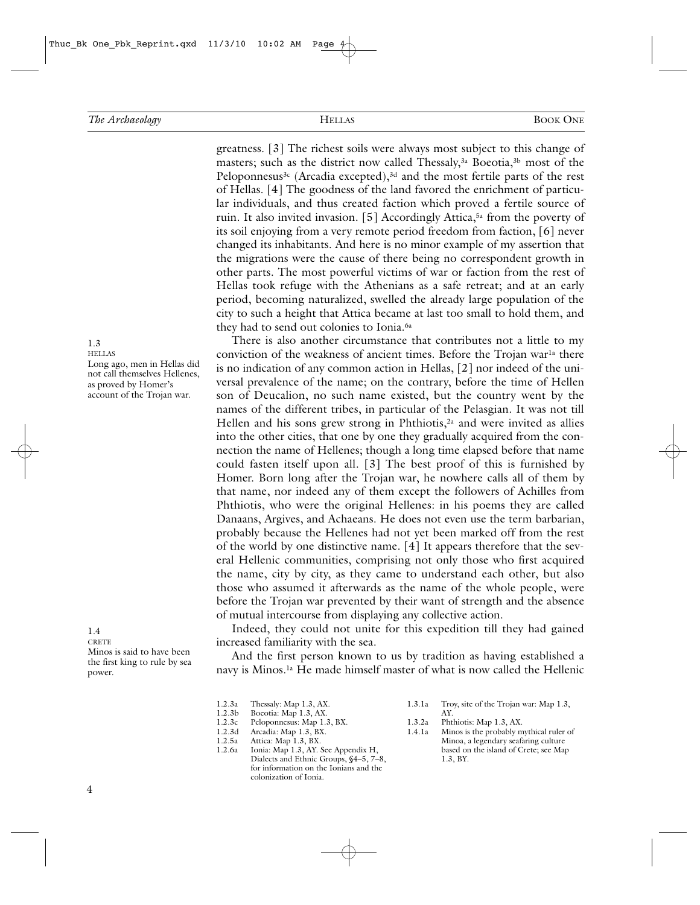greatness. [3] The richest soils were always most subject to this change of masters; such as the district now called Thessaly,[3a] Boeotia,[3b] most of the Peloponnesus[3c] (Arcadia excepted),[3d] and the most fertile parts of the rest of Hellas. [4] The goodness of the land favored the enrichment of particular individuals, and thus created faction which proved a fertile source of ruin. It also invited invasion. [5] Accordingly Attica,[5a] from the poverty of its soil enjoying from a very remote period freedom from faction, [6] never changed its inhabitants. And here is no minor example of my assertion that the migrations were the cause of there being no correspondent growth in other parts. The most powerful victims of war or faction from the rest of Hellas took refuge with the Athenians as a safe retreat; and at an early period, becoming naturalized, swelled the already large population of the city to such a height that Attica became at last too small to hold them, and they had to send out colonies to Ionia.[6a]

1.3
HELLAS
Long ago, men in Hellas did not call themselves Hellenes, as proved by Homer's account of the Trojan war.

There is also another circumstance that contributes not a little to my conviction of the weakness of ancient times. Before the Trojan war[1a] there is no indication of any common action in Hellas, [2] nor indeed of the universal prevalence of the name; on the contrary, before the time of Hellen son of Deucalion, no such name existed, but the country went by the names of the different tribes, in particular of the Pelasgian. It was not till Hellen and his sons grew strong in Phthiotis,[2a] and were invited as allies into the other cities, that one by one they gradually acquired from the connection the name of Hellenes; though a long time elapsed before that name could fasten itself upon all. [3] The best proof of this is furnished by Homer. Born long after the Trojan war, he nowhere calls all of them by that name, nor indeed any of them except the followers of Achilles from Phthiotis, who were the original Hellenes: in his poems they are called Danaans, Argives, and Achaeans. He does not even use the term barbarian, probably because the Hellenes had not yet been marked off from the rest of the world by one distinctive name. [4] It appears therefore that the several Hellenic communities, comprising not only those who first acquired the name, city by city, as they came to understand each other, but also those who assumed it afterwards as the name of the whole people, were before the Trojan war prevented by their want of strength and the absence of mutual intercourse from displaying any collective action.

1.4
CRETE
Minos is said to have been the first king to rule by sea power.

Indeed, they could not unite for this expedition till they had gained increased familiarity with the sea.

And the first person known to us by tradition as having established a navy is Minos.[1a] He made himself master of what is now called the Hellenic

1.2.3a Thessaly: Map 1.3, AX.
1.2.3b Boeotia: Map 1.3, AX.
1.2.3c Peloponnesus: Map 1.3, BX.
1.2.3d Arcadia: Map 1.3, BX.
1.2.5a Attica: Map 1.3, BX.
1.2.6a Ionia: Map 1.3, AY. See Appendix H, Dialects and Ethnic Groups, §4–5, 7–8, for information on the Ionians and the colonization of Ionia.
1.3.1a Troy, site of the Trojan war: Map 1.3, AY.
1.3.2a Phthiotis: Map 1.3, AX.
1.4.1a Minos is the probably mythical ruler of Minoa, a legendary seafaring culture based on the island of Crete; see Map 1.3, BY.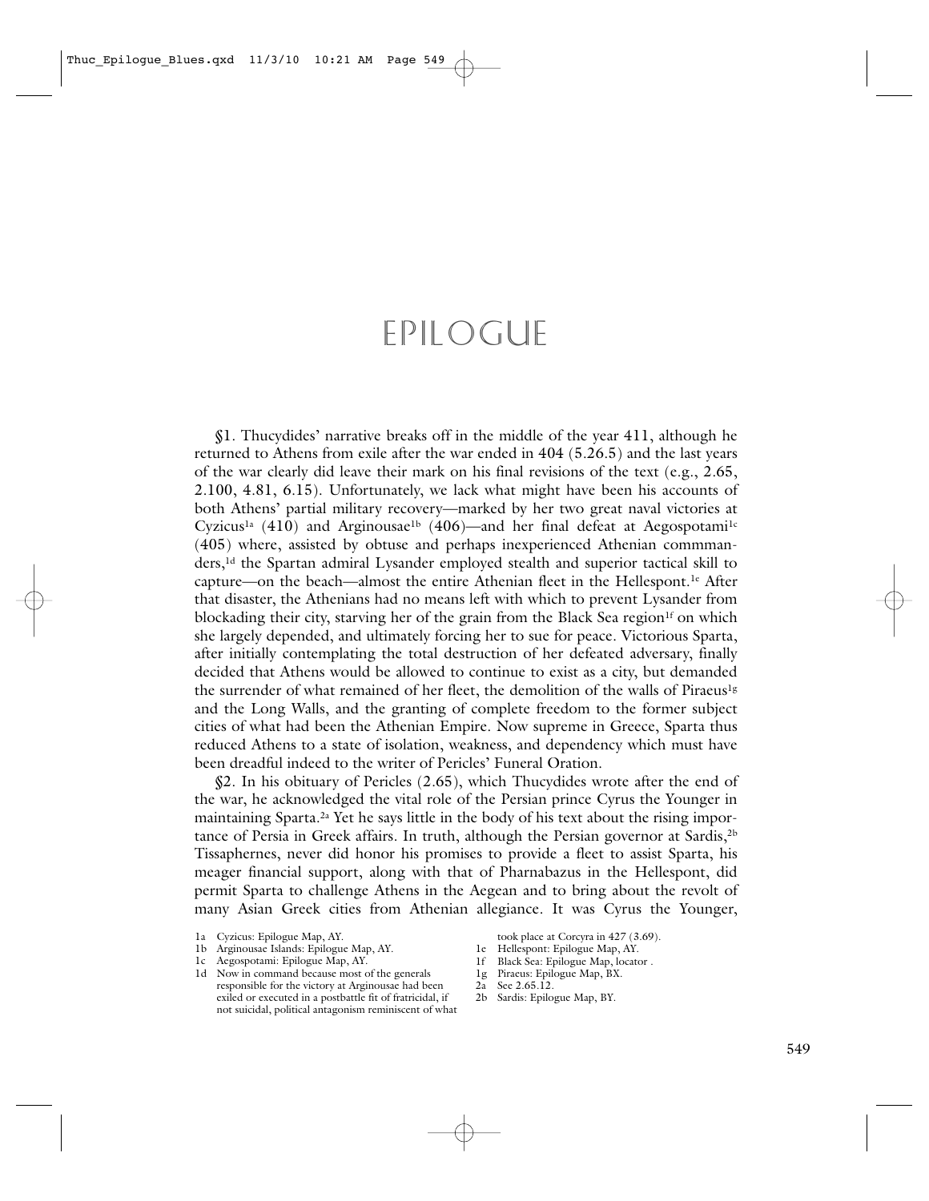# EPILOGUE

§1. Thucydides' narrative breaks off in the middle of the year 411, although he returned to Athens from exile after the war ended in 404 (5.26.5) and the last years of the war clearly did leave their mark on his final revisions of the text (e.g., 2.65, 2.100, 4.81, 6.15). Unfortunately, we lack what might have been his accounts of both Athens' partial military recovery—marked by her two great naval victories at Cyzicus[1a] (410) and Arginousae[1b] (406)—and her final defeat at Aegospotami[1c] (405) where, assisted by obtuse and perhaps inexperienced Athenian commmanders,[1d] the Spartan admiral Lysander employed stealth and superior tactical skill to capture—on the beach—almost the entire Athenian fleet in the Hellespont.[1e] After that disaster, the Athenians had no means left with which to prevent Lysander from blockading their city, starving her of the grain from the Black Sea region[1f] on which she largely depended, and ultimately forcing her to sue for peace. Victorious Sparta, after initially contemplating the total destruction of her defeated adversary, finally decided that Athens would be allowed to continue to exist as a city, but demanded the surrender of what remained of her fleet, the demolition of the walls of Piraeus[1g] and the Long Walls, and the granting of complete freedom to the former subject cities of what had been the Athenian Empire. Now supreme in Greece, Sparta thus reduced Athens to a state of isolation, weakness, and dependency which must have been dreadful indeed to the writer of Pericles' Funeral Oration.

§2. In his obituary of Pericles (2.65), which Thucydides wrote after the end of the war, he acknowledged the vital role of the Persian prince Cyrus the Younger in maintaining Sparta.[2a] Yet he says little in the body of his text about the rising importance of Persia in Greek affairs. In truth, although the Persian governor at Sardis,[2b] Tissaphernes, never did honor his promises to provide a fleet to assist Sparta, his meager financial support, along with that of Pharnabazus in the Hellespont, did permit Sparta to challenge Athens in the Aegean and to bring about the revolt of many Asian Greek cities from Athenian allegiance. It was Cyrus the Younger,

1a Cyzicus: Epilogue Map, AY.
1b Arginousae Islands: Epilogue Map, AY.
1c Aegospotami: Epilogue Map, AY.
1d Now in command because most of the generals responsible for the victory at Arginousae had been exiled or executed in a postbattle fit of fratricidal, if not suicidal, political antagonism reminiscent of what took place at Corcyra in 427 (3.69).
1e Hellespont: Epilogue Map, AY.
1f Black Sea: Epilogue Map, locator .
1g Piraeus: Epilogue Map, BX.
2a See 2.65.12.
2b Sardis: Epilogue Map, BY.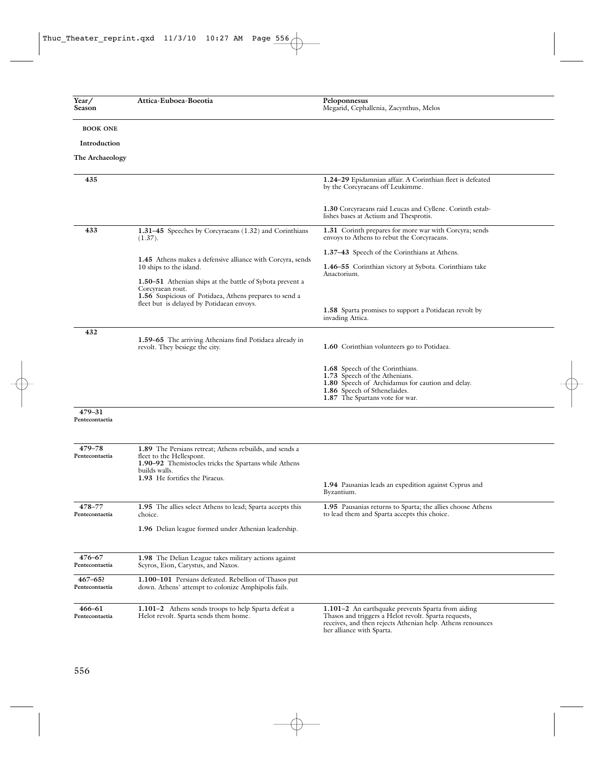| Year/ Season | Attica-Euboea-Boeotia | Peloponnesus Megarid, Cephallenia, Zacynthus, Melos |
|---|---|---|
| **BOOK ONE** | | |
| **Introduction** | | |
| **The Archaeology** | | |
| **435** | | **1.24–29** Epidamnian affair. A Corinthian fleet is defeated by the Corcyraeans off Leukimme. **1.30** Corcyraeans raid Leucas and Cyllene. Corinth establishes bases at Actium and Thesprotis. |
| **433** | **1.31–45** Speeches by Corcyraeans (1.32) and Corinthians (1.37). **1.45** Athens makes a defensive alliance with Corcyra, sends 10 ships to the island. **1.50–51** Athenian ships at the battle of Sybota prevent a Corcyraean rout. **1.56** Suspicious of Potidaea, Athens prepares to send a fleet but is delayed by Potidaean envoys. | **1.31** Corinth prepares for more war with Corcyra; sends envoys to Athens to rebut the Corcyraeans. **1.37–43** Speech of the Corinthians at Athens. **1.46–55** Corinthian victory at Sybota. Corinthians take Anactorium. **1.58** Sparta promises to support a Potidaean revolt by invading Attica. |
| **432** | **1.59–65** The arriving Athenians find Potidaea already in revolt. They besiege the city. | **1.60** Corinthian volunteers go to Potidaea. **1.68** Speech of the Corinthians. **1.73** Speech of the Athenians. **1.80** Speech of Archidamus for caution and delay. **1.86** Speech of Sthenelaides. **1.87** The Spartans vote for war. |
| **479–31** **Pentecontaetia** | | |
| **479–78** **Pentecontaetia** | **1.89** The Persians retreat; Athens rebuilds, and sends a fleet to the Hellespont. **1.90–92** Themistocles tricks the Spartans while Athens builds walls. **1.93** He fortifies the Piraeus. | **1.94** Pausanias leads an expedition against Cyprus and Byzantium. |
| **478–77** **Pentecontaetia** | **1.95** The allies select Athens to lead; Sparta accepts this choice. **1.96** Delian league formed under Athenian leadership. | **1.95** Pausanias returns to Sparta; the allies choose Athens to lead them and Sparta accepts this choice. |
| **476–67** **Pentecontaetia** | **1.98** The Delian League takes military actions against Scyros, Eion, Carystus, and Naxos. | |
| **467–65?** **Pentecontaetia** | **1.100–101** Persians defeated. Rebellion of Thasos put down. Athens' attempt to colonize Amphipolis fails. | |
| **466–61** **Pentecontaetia** | **1.101–2** Athens sends troops to help Sparta defeat a Helot revolt. Sparta sends them home. | **1.101–2** An earthquake prevents Sparta from aiding Thasos and triggers a Helot revolt. Sparta requests, receives, and then rejects Athenian help. Athens renounces her alliance with Sparta. |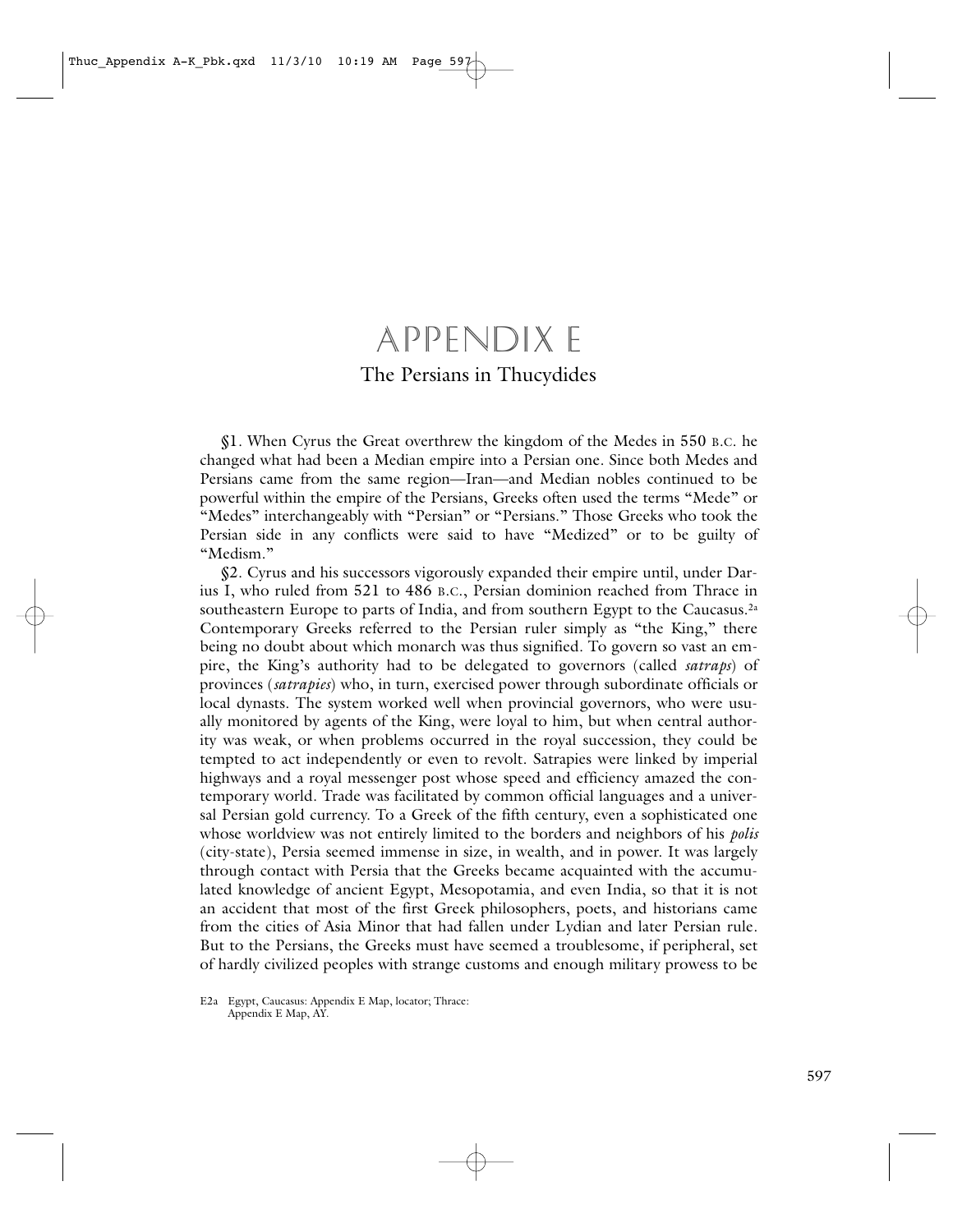# APPENDIX E

## The Persians in Thucydides

§1. When Cyrus the Great overthrew the kingdom of the Medes in 550 B.C. he changed what had been a Median empire into a Persian one. Since both Medes and Persians came from the same region—Iran—and Median nobles continued to be powerful within the empire of the Persians, Greeks often used the terms "Mede" or "Medes" interchangeably with "Persian" or "Persians." Those Greeks who took the Persian side in any conflicts were said to have "Medized" or to be guilty of "Medism."

§2. Cyrus and his successors vigorously expanded their empire until, under Darius I, who ruled from 521 to 486 B.C., Persian dominion reached from Thrace in southeastern Europe to parts of India, and from southern Egypt to the Caucasus.[2a] Contemporary Greeks referred to the Persian ruler simply as "the King," there being no doubt about which monarch was thus signified. To govern so vast an empire, the King's authority had to be delegated to governors (called *satraps*) of provinces (*satrapies*) who, in turn, exercised power through subordinate officials or local dynasts. The system worked well when provincial governors, who were usually monitored by agents of the King, were loyal to him, but when central authority was weak, or when problems occurred in the royal succession, they could be tempted to act independently or even to revolt. Satrapies were linked by imperial highways and a royal messenger post whose speed and efficiency amazed the contemporary world. Trade was facilitated by common official languages and a universal Persian gold currency. To a Greek of the fifth century, even a sophisticated one whose worldview was not entirely limited to the borders and neighbors of his *polis* (city-state), Persia seemed immense in size, in wealth, and in power. It was largely through contact with Persia that the Greeks became acquainted with the accumulated knowledge of ancient Egypt, Mesopotamia, and even India, so that it is not an accident that most of the first Greek philosophers, poets, and historians came from the cities of Asia Minor that had fallen under Lydian and later Persian rule. But to the Persians, the Greeks must have seemed a troublesome, if peripheral, set of hardly civilized peoples with strange customs and enough military prowess to be

E2a Egypt, Caucasus: Appendix E Map, locator; Thrace: Appendix E Map, AY.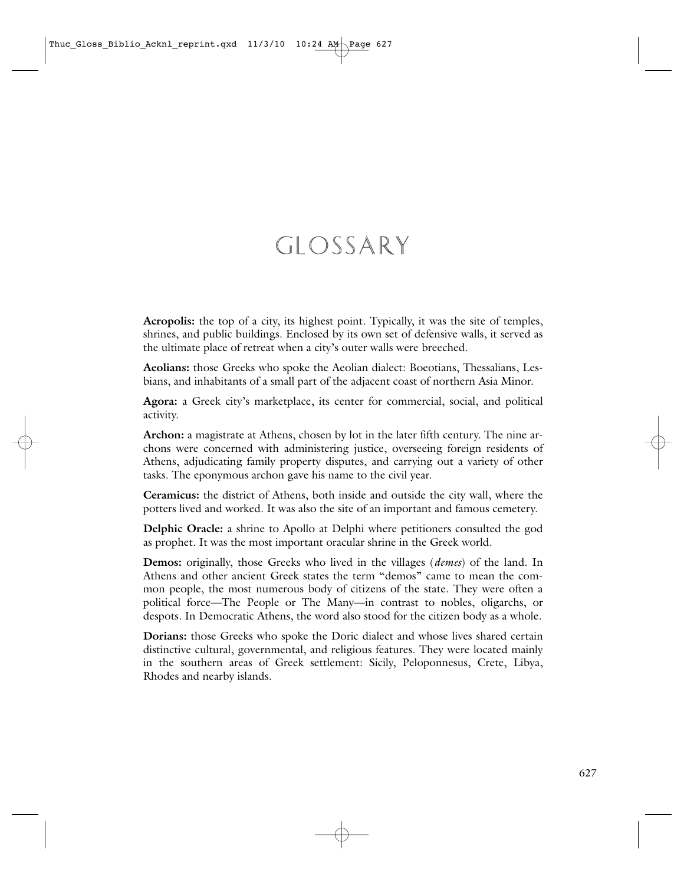# GLOSSARY

**Acropolis:** the top of a city, its highest point. Typically, it was the site of temples, shrines, and public buildings. Enclosed by its own set of defensive walls, it served as the ultimate place of retreat when a city's outer walls were breeched.

**Aeolians:** those Greeks who spoke the Aeolian dialect: Boeotians, Thessalians, Lesbians, and inhabitants of a small part of the adjacent coast of northern Asia Minor.

**Agora:** a Greek city's marketplace, its center for commercial, social, and political activity.

**Archon:** a magistrate at Athens, chosen by lot in the later fifth century. The nine archons were concerned with administering justice, overseeing foreign residents of Athens, adjudicating family property disputes, and carrying out a variety of other tasks. The eponymous archon gave his name to the civil year.

**Ceramicus:** the district of Athens, both inside and outside the city wall, where the potters lived and worked. It was also the site of an important and famous cemetery.

**Delphic Oracle:** a shrine to Apollo at Delphi where petitioners consulted the god as prophet. It was the most important oracular shrine in the Greek world.

**Demos:** originally, those Greeks who lived in the villages (*demes*) of the land. In Athens and other ancient Greek states the term "demos" came to mean the common people, the most numerous body of citizens of the state. They were often a political force—The People or The Many—in contrast to nobles, oligarchs, or despots. In Democratic Athens, the word also stood for the citizen body as a whole.

**Dorians:** those Greeks who spoke the Doric dialect and whose lives shared certain distinctive cultural, governmental, and religious features. They were located mainly in the southern areas of Greek settlement: Sicily, Peloponnesus, Crete, Libya, Rhodes and nearby islands.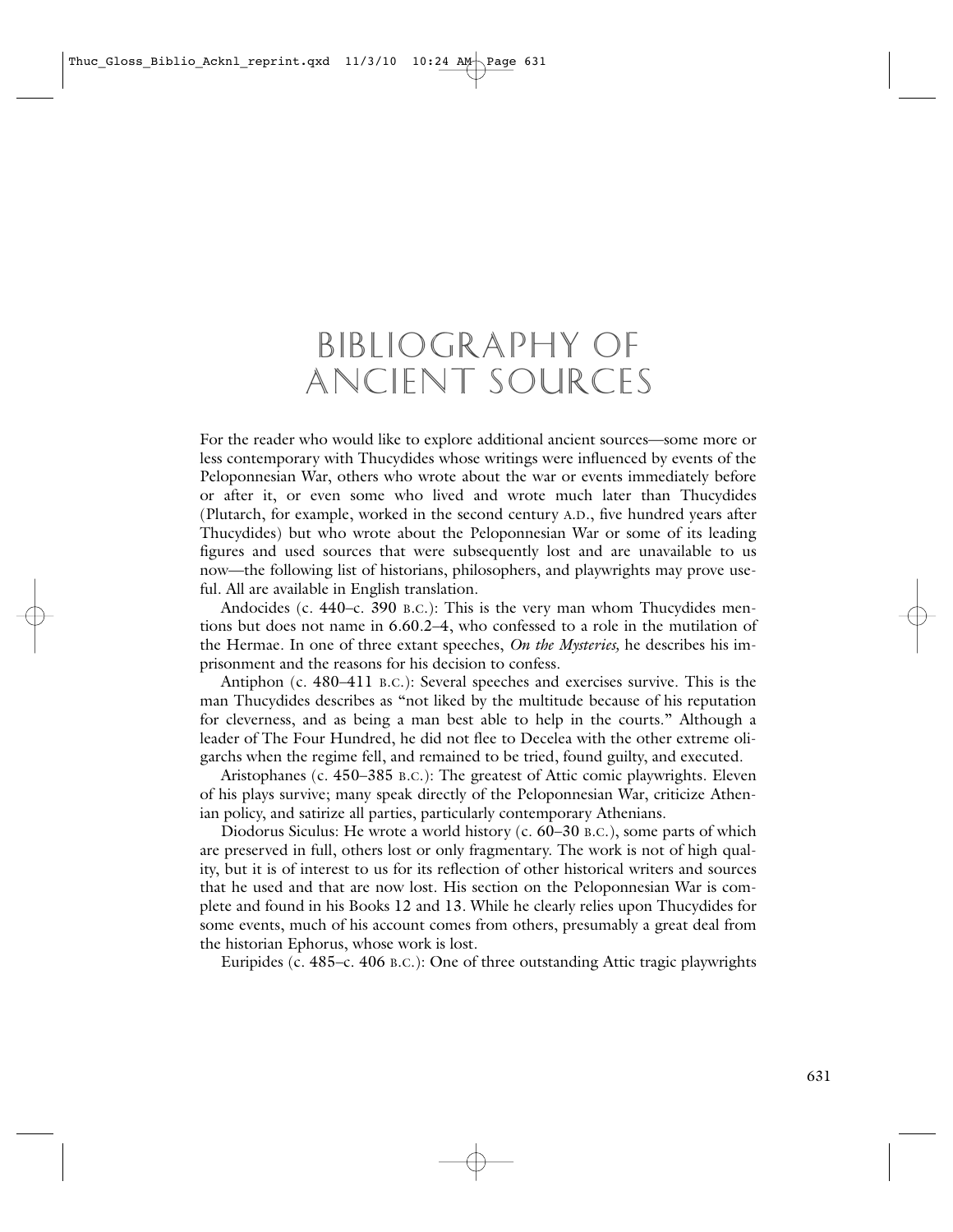# BIBLIOGRAPHY OF ANCIENT SOURCES

For the reader who would like to explore additional ancient sources—some more or less contemporary with Thucydides whose writings were influenced by events of the Peloponnesian War, others who wrote about the war or events immediately before or after it, or even some who lived and wrote much later than Thucydides (Plutarch, for example, worked in the second century A.D., five hundred years after Thucydides) but who wrote about the Peloponnesian War or some of its leading figures and used sources that were subsequently lost and are unavailable to us now—the following list of historians, philosophers, and playwrights may prove useful. All are available in English translation.

Andocides (c. 440–c. 390 B.C.): This is the very man whom Thucydides mentions but does not name in 6.60.2–4, who confessed to a role in the mutilation of the Hermae. In one of three extant speeches, *On the Mysteries,* he describes his imprisonment and the reasons for his decision to confess.

Antiphon (c. 480–411 B.C.): Several speeches and exercises survive. This is the man Thucydides describes as "not liked by the multitude because of his reputation for cleverness, and as being a man best able to help in the courts." Although a leader of The Four Hundred, he did not flee to Decelea with the other extreme oligarchs when the regime fell, and remained to be tried, found guilty, and executed.

Aristophanes (c. 450–385 B.C.): The greatest of Attic comic playwrights. Eleven of his plays survive; many speak directly of the Peloponnesian War, criticize Athenian policy, and satirize all parties, particularly contemporary Athenians.

Diodorus Siculus: He wrote a world history (c. 60–30 B.C.), some parts of which are preserved in full, others lost or only fragmentary. The work is not of high quality, but it is of interest to us for its reflection of other historical writers and sources that he used and that are now lost. His section on the Peloponnesian War is complete and found in his Books 12 and 13. While he clearly relies upon Thucydides for some events, much of his account comes from others, presumably a great deal from the historian Ephorus, whose work is lost.

Euripides (c. 485–c. 406 B.C.): One of three outstanding Attic tragic playwrights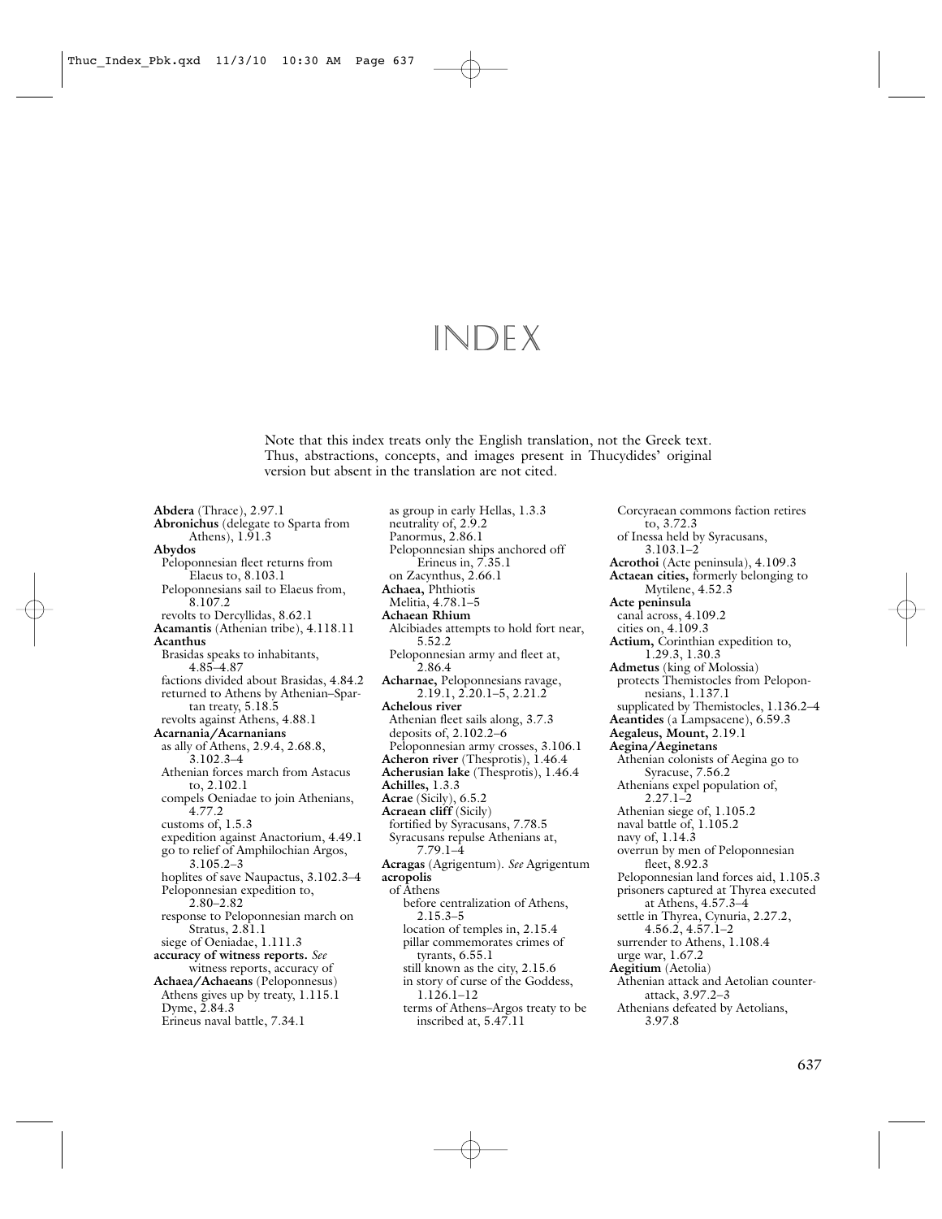# INDEX

Note that this index treats only the English translation, not the Greek text. Thus, abstractions, concepts, and images present in Thucydides' original version but absent in the translation are not cited.

**Abdera** (Thrace), 2.97.1
**Abronichus** (delegate to Sparta from Athens), 1.91.3
**Abydos**
  Peloponnesian fleet returns from Elaeus to, 8.103.1
  Peloponnesians sail to Elaeus from, 8.107.2
  revolts to Dercyllidas, 8.62.1
**Acamantis** (Athenian tribe), 4.118.11
**Acanthus**
  Brasidas speaks to inhabitants, 4.85–4.87
  factions divided about Brasidas, 4.84.2
  returned to Athens by Athenian–Spartan treaty, 5.18.5
  revolts against Athens, 4.88.1
**Acarnania/Acarnanians**
  as ally of Athens, 2.9.4, 2.68.8, 3.102.3–4
  Athenian forces march from Astacus to, 2.102.1
  compels Oeniadae to join Athenians, 4.77.2
  customs of, 1.5.3
  expedition against Anactorium, 4.49.1
  go to relief of Amphilochian Argos, 3.105.2–3
  hoplites of save Naupactus, 3.102.3–4
  Peloponnesian expedition to, 2.80–2.82
  response to Peloponnesian march on Stratus, 2.81.1
  siege of Oeniadae, 1.111.3
**accuracy of witness reports.** *See* witness reports, accuracy of
**Achaea/Achaeans** (Peloponnesus)
  Athens gives up by treaty, 1.115.1
  Dyme, 2.84.3
  Erineus naval battle, 7.34.1
  as group in early Hellas, 1.3.3
  neutrality of, 2.9.2
  Panormus, 2.86.1
  Peloponnesian ships anchored off Erineus in, 7.35.1
  on Zacynthus, 2.66.1
**Achaea,** Phthiotis
  Melitia, 4.78.1–5
**Achaean Rhium**
  Alcibiades attempts to hold fort near, 5.52.2
  Peloponnesian army and fleet at, 2.86.4
**Acharnae,** Peloponnesians ravage, 2.19.1, 2.20.1–5, 2.21.2
**Achelous river**
  Athenian fleet sails along, 3.7.3
  deposits of, 2.102.2–6
  Peloponnesian army crosses, 3.106.1
**Acheron river** (Thesprotis), 1.46.4
**Acherusian lake** (Thesprotis), 1.46.4
**Achilles,** 1.3.3
**Acrae** (Sicily), 6.5.2
**Acraean cliff** (Sicily)
  fortified by Syracusans, 7.78.5
  Syracusans repulse Athenians at, 7.79.1–4
**Acragas** (Agrigentum). *See* Agrigentum
**acropolis**
  of Athens
    before centralization of Athens, 2.15.3–5
    location of temples in, 2.15.4
    pillar commemorates crimes of tyrants, 6.55.1
    still known as the city, 2.15.6
    in story of curse of the Goddess, 1.126.1–12
    terms of Athens–Argos treaty to be inscribed at, 5.47.11
  Corcyraean commons faction retires to, 3.72.3
  of Inessa held by Syracusans, 3.103.1–2
**Acrothoi** (Acte peninsula), 4.109.3
**Actaean cities,** formerly belonging to Mytilene, 4.52.3
**Acte peninsula**
  canal across, 4.109.2
  cities on, 4.109.3
**Actium,** Corinthian expedition to, 1.29.3, 1.30.3
**Admetus** (king of Molossia)
  protects Themistocles from Peloponnesians, 1.137.1
  supplicated by Themistocles, 1.136.2–4
**Aeantides** (a Lampsacene), 6.59.3
**Aegaleus, Mount,** 2.19.1
**Aegina/Aeginetans**
  Athenian colonists of Aegina go to Syracuse, 7.56.2
  Athenians expel population of, 2.27.1–2
  Athenian siege of, 1.105.2
  naval battle of, 1.105.2
  navy of, 1.14.3
  overrun by men of Peloponnesian fleet, 8.92.3
  Peloponnesian land forces aid, 1.105.3
  prisoners captured at Thyrea executed at Athens, 4.57.3–4
  settle in Thyrea, Cynuria, 2.27.2, 4.56.2, 4.57.1–2
  surrender to Athens, 1.108.4
  urge war, 1.67.2
**Aegitium** (Aetolia)
  Athenian attack and Aetolian counter-attack, 3.97.2–3
  Athenians defeated by Aetolians, 3.97.8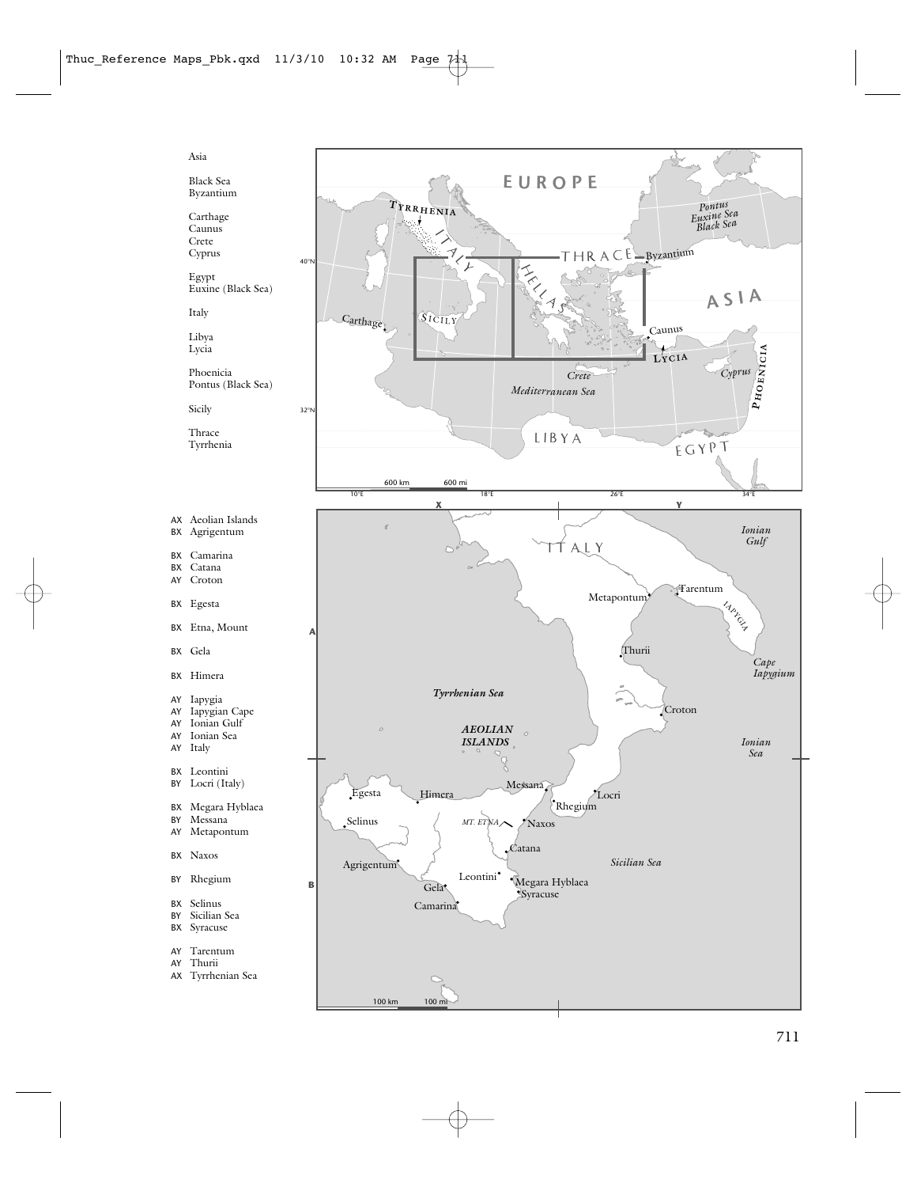Asia

Black Sea
Byzantium

Carthage
Caunus
Crete
Cyprus

Egypt
Euxine (Black Sea)

Italy

Libya
Lycia

Phoenicia
Pontus (Black Sea)

Sicily

Thrace
Tyrrhenia

EUROPE

TYRRHENIA

ITALY

THRACE

Byzantium

Pontus
Euxine Sea
Black Sea

HELLAS

ASIA

Carthage

SICILY

Caunus

LYCIA

Crete

Cyprus

PHOENICIA

Mediterranean Sea

LIBYA

EGYPT

40°N

32°N

600 km
600 mi

10°E
18°E
26°E
34°E

AX Aeolian Islands
BX Agrigentum

BX Camarina
BX Catana
AY Croton

BX Egesta

BX Etna, Mount

BX Gela

BX Himera

AY Iapygia
AY Iapygian Cape
AY Ionian Gulf
AY Ionian Sea
AY Italy

BX Leontini
BY Locri (Italy)

BX Megara Hyblaea
BY Messana
AY Metapontum

BX Naxos

BY Rhegium

BX Selinus
BY Sicilian Sea
BX Syracuse

AY Tarentum
AY Thurii
AX Tyrrhenian Sea

X
Y
A
B

Ionian Gulf

ITALY

Metapontum
Tarentum
IAPYGIA

Thurii

Cape Iapygium

Tyrrhenian Sea

Croton

AEOLIAN ISLANDS

Ionian Sea

Messana
Egesta
Himera
Locri
Rhegium
Selinus
MT. ETNA
Naxos
Catana
Sicilian Sea
Agrigentum
Leontini
Megara Hyblaea
Gela
Syracuse
Camarina

100 km
100 mi